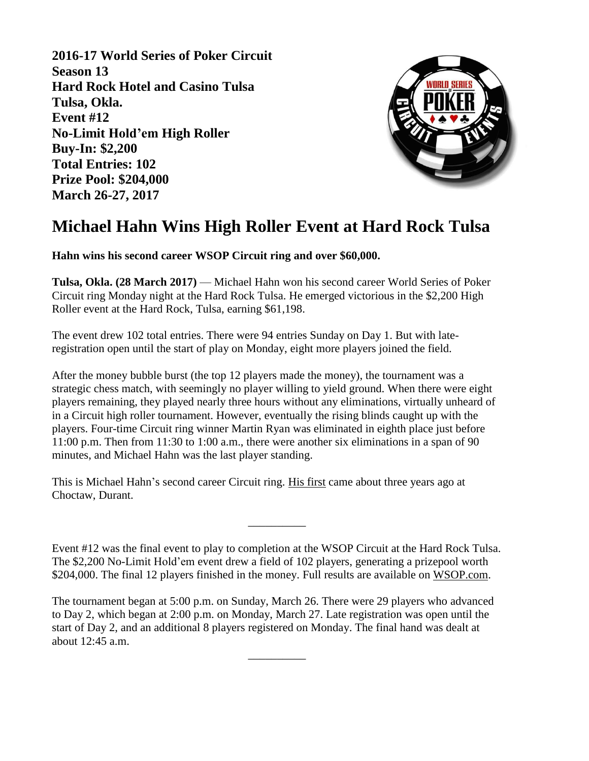**2016-17 World Series of Poker Circuit**
**Season 13**
**Hard Rock Hotel and Casino Tulsa**
**Tulsa, Okla.**
**Event #12**
**No-Limit Hold'em High Roller**
**Buy-In: $2,200**
**Total Entries: 102**
**Prize Pool: $204,000**
**March 26-27, 2017**

# Michael Hahn Wins High Roller Event at Hard Rock Tulsa

**Hahn wins his second career WSOP Circuit ring and over $60,000.**

**Tulsa, Okla. (28 March 2017)** — Michael Hahn won his second career World Series of Poker Circuit ring Monday night at the Hard Rock Tulsa. He emerged victorious in the $2,200 High Roller event at the Hard Rock, Tulsa, earning $61,198.

The event drew 102 total entries. There were 94 entries Sunday on Day 1. But with late-registration open until the start of play on Monday, eight more players joined the field.

After the money bubble burst (the top 12 players made the money), the tournament was a strategic chess match, with seemingly no player willing to yield ground. When there were eight players remaining, they played nearly three hours without any eliminations, virtually unheard of in a Circuit high roller tournament. However, eventually the rising blinds caught up with the players. Four-time Circuit ring winner Martin Ryan was eliminated in eighth place just before 11:00 p.m. Then from 11:30 to 1:00 a.m., there were another six eliminations in a span of 90 minutes, and Michael Hahn was the last player standing.

This is Michael Hahn's second career Circuit ring. His first came about three years ago at Choctaw, Durant.

---

Event #12 was the final event to play to completion at the WSOP Circuit at the Hard Rock Tulsa. The $2,200 No-Limit Hold'em event drew a field of 102 players, generating a prizepool worth $204,000. The final 12 players finished in the money. Full results are available on WSOP.com.

The tournament began at 5:00 p.m. on Sunday, March 26. There were 29 players who advanced to Day 2, which began at 2:00 p.m. on Monday, March 27. Late registration was open until the start of Day 2, and an additional 8 players registered on Monday. The final hand was dealt at about 12:45 a.m.

---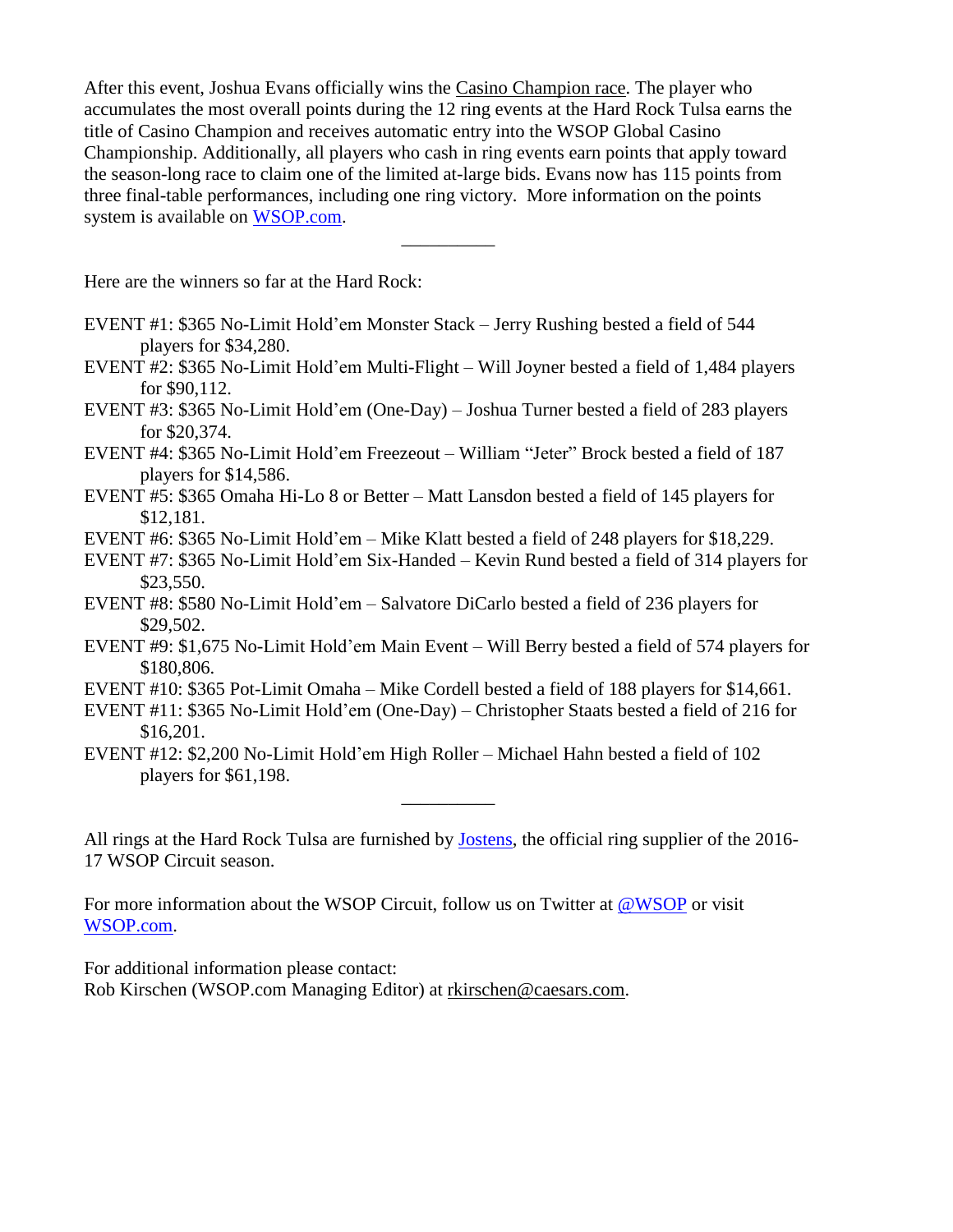After this event, Joshua Evans officially wins the Casino Champion race. The player who accumulates the most overall points during the 12 ring events at the Hard Rock Tulsa earns the title of Casino Champion and receives automatic entry into the WSOP Global Casino Championship. Additionally, all players who cash in ring events earn points that apply toward the season-long race to claim one of the limited at-large bids. Evans now has 115 points from three final-table performances, including one ring victory. More information on the points system is available on WSOP.com.

---

Here are the winners so far at the Hard Rock:

EVENT #1: $365 No-Limit Hold'em Monster Stack – Jerry Rushing bested a field of 544 players for $34,280.
EVENT #2: $365 No-Limit Hold'em Multi-Flight – Will Joyner bested a field of 1,484 players for $90,112.
EVENT #3: $365 No-Limit Hold'em (One-Day) – Joshua Turner bested a field of 283 players for $20,374.
EVENT #4: $365 No-Limit Hold'em Freezeout – William "Jeter" Brock bested a field of 187 players for $14,586.
EVENT #5: $365 Omaha Hi-Lo 8 or Better – Matt Lansdon bested a field of 145 players for $12,181.
EVENT #6: $365 No-Limit Hold'em – Mike Klatt bested a field of 248 players for $18,229.
EVENT #7: $365 No-Limit Hold'em Six-Handed – Kevin Rund bested a field of 314 players for $23,550.
EVENT #8: $580 No-Limit Hold'em – Salvatore DiCarlo bested a field of 236 players for $29,502.
EVENT #9: $1,675 No-Limit Hold'em Main Event – Will Berry bested a field of 574 players for $180,806.
EVENT #10: $365 Pot-Limit Omaha – Mike Cordell bested a field of 188 players for $14,661.
EVENT #11: $365 No-Limit Hold'em (One-Day) – Christopher Staats bested a field of 216 for $16,201.
EVENT #12: $2,200 No-Limit Hold'em High Roller – Michael Hahn bested a field of 102 players for $61,198.

---

All rings at the Hard Rock Tulsa are furnished by Jostens, the official ring supplier of the 2016-17 WSOP Circuit season.

For more information about the WSOP Circuit, follow us on Twitter at @WSOP or visit WSOP.com.

For additional information please contact:
Rob Kirschen (WSOP.com Managing Editor) at rkirschen@caesars.com.